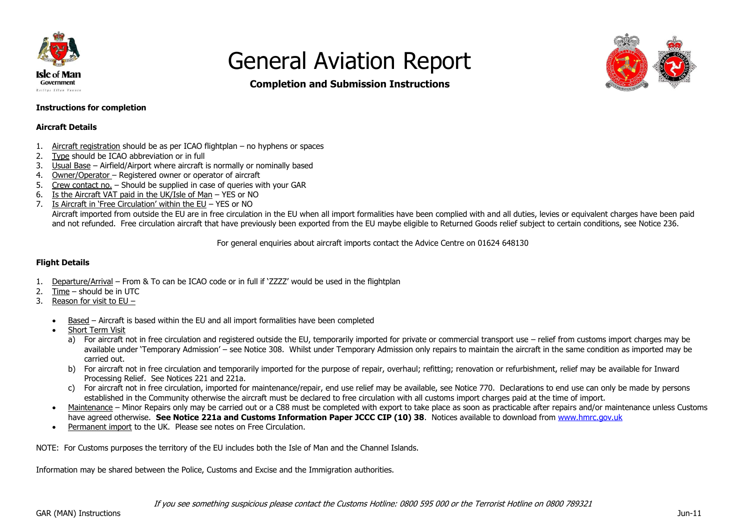# General Aviation Report

**Completion and Submission Instructions**

**Instructions for completion**

**Aircraft Details**

1. Aircraft registration should be as per ICAO flightplan – no hyphens or spaces
2. Type should be ICAO abbreviation or in full
3. Usual Base – Airfield/Airport where aircraft is normally or nominally based
4. Owner/Operator – Registered owner or operator of aircraft
5. Crew contact no. – Should be supplied in case of queries with your GAR
6. Is the Aircraft VAT paid in the UK/Isle of Man – YES or NO
7. Is Aircraft in 'Free Circulation' within the EU – YES or NO
   Aircraft imported from outside the EU are in free circulation in the EU when all import formalities have been complied with and all duties, levies or equivalent charges have been paid and not refunded. Free circulation aircraft that have previously been exported from the EU maybe eligible to Returned Goods relief subject to certain conditions, see Notice 236.

For general enquiries about aircraft imports contact the Advice Centre on 01624 648130

**Flight Details**

1. Departure/Arrival – From & To can be ICAO code or in full if 'ZZZZ' would be used in the flightplan
2. Time – should be in UTC
3. Reason for visit to EU –
   - Based – Aircraft is based within the EU and all import formalities have been completed
   - Short Term Visit
     a) For aircraft not in free circulation and registered outside the EU, temporarily imported for private or commercial transport use – relief from customs import charges may be available under 'Temporary Admission' – see Notice 308. Whilst under Temporary Admission only repairs to maintain the aircraft in the same condition as imported may be carried out.
     b) For aircraft not in free circulation and temporarily imported for the purpose of repair, overhaul; refitting; renovation or refurbishment, relief may be available for Inward Processing Relief. See Notices 221 and 221a.
     c) For aircraft not in free circulation, imported for maintenance/repair, end use relief may be available, see Notice 770. Declarations to end use can only be made by persons established in the Community otherwise the aircraft must be declared to free circulation with all customs import charges paid at the time of import.
   - Maintenance – Minor Repairs only may be carried out or a C88 must be completed with export to take place as soon as practicable after repairs and/or maintenance unless Customs have agreed otherwise. **See Notice 221a and Customs Information Paper JCCC CIP (10) 38**. Notices available to download from www.hmrc.gov.uk
   - Permanent import to the UK. Please see notes on Free Circulation.

NOTE: For Customs purposes the territory of the EU includes both the Isle of Man and the Channel Islands.

Information may be shared between the Police, Customs and Excise and the Immigration authorities.

*If you see something suspicious please contact the Customs Hotline: 0800 595 000 or the Terrorist Hotline on 0800 789321*

GAR (MAN) Instructions Jun-11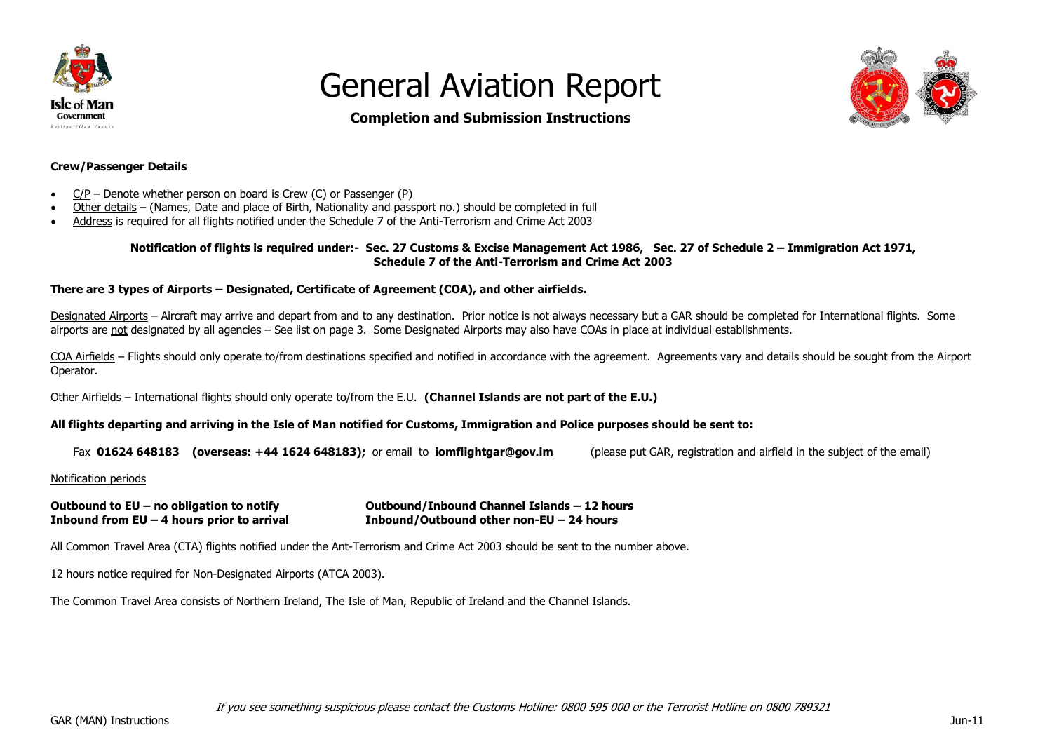# General Aviation Report

**Completion and Submission Instructions**

**Crew/Passenger Details**

- C/P – Denote whether person on board is Crew (C) or Passenger (P)
- Other details – (Names, Date and place of Birth, Nationality and passport no.) should be completed in full
- Address is required for all flights notified under the Schedule 7 of the Anti-Terrorism and Crime Act 2003

**Notification of flights is required under:- Sec. 27 Customs & Excise Management Act 1986, Sec. 27 of Schedule 2 – Immigration Act 1971, Schedule 7 of the Anti-Terrorism and Crime Act 2003**

**There are 3 types of Airports – Designated, Certificate of Agreement (COA), and other airfields.**

Designated Airports – Aircraft may arrive and depart from and to any destination. Prior notice is not always necessary but a GAR should be completed for International flights. Some airports are not designated by all agencies – See list on page 3. Some Designated Airports may also have COAs in place at individual establishments.

COA Airfields – Flights should only operate to/from destinations specified and notified in accordance with the agreement. Agreements vary and details should be sought from the Airport Operator.

Other Airfields – International flights should only operate to/from the E.U. **(Channel Islands are not part of the E.U.)**

**All flights departing and arriving in the Isle of Man notified for Customs, Immigration and Police purposes should be sent to:**

Fax **01624 648183 (overseas: +44 1624 648183);** or email to **iomflightgar@gov.im** (please put GAR, registration and airfield in the subject of the email)

Notification periods

**Outbound to EU – no obligation to notify**
**Inbound from EU – 4 hours prior to arrival**

**Outbound/Inbound Channel Islands – 12 hours**
**Inbound/Outbound other non-EU – 24 hours**

All Common Travel Area (CTA) flights notified under the Ant-Terrorism and Crime Act 2003 should be sent to the number above.

12 hours notice required for Non-Designated Airports (ATCA 2003).

The Common Travel Area consists of Northern Ireland, The Isle of Man, Republic of Ireland and the Channel Islands.

*If you see something suspicious please contact the Customs Hotline: 0800 595 000 or the Terrorist Hotline on 0800 789321*

GAR (MAN) Instructions

Jun-11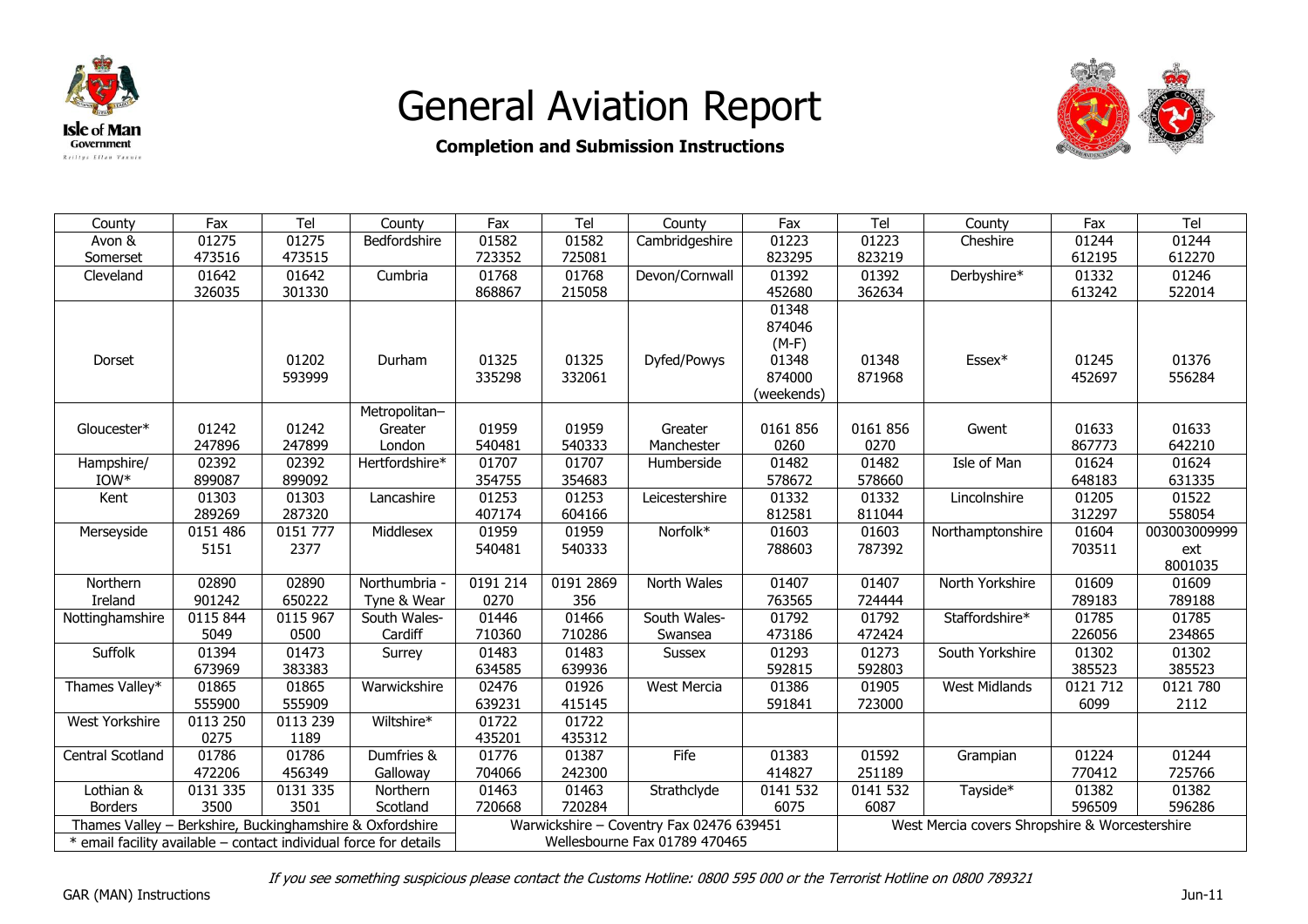# General Aviation Report

**Completion and Submission Instructions**

| County | Fax | Tel | County | Fax | Tel | County | Fax | Tel | County | Fax | Tel |
|---|---|---|---|---|---|---|---|---|---|---|---|
| Avon & Somerset | 01275 473516 | 01275 473515 | Bedfordshire | 01582 723352 | 01582 725081 | Cambridgeshire | 01223 823295 | 01223 823219 | Cheshire | 01244 612195 | 01244 612270 |
| Cleveland | 01642 326035 | 01642 301330 | Cumbria | 01768 868867 | 01768 215058 | Devon/Cornwall | 01392 452680 | 01392 362634 | Derbyshire* | 01332 613242 | 01246 522014 |
| Dorset | | 01202 593999 | Durham | 01325 335298 | 01325 332061 | Dyfed/Powys | 01348 874046 (M-F) 01348 874000 (weekends) | 01348 871968 | Essex* | 01245 452697 | 01376 556284 |
| Gloucester* | 01242 247896 | 01242 247899 | Metropolitan–Greater London | 01959 540481 | 01959 540333 | Greater Manchester | 0161 856 0260 | 0161 856 0270 | Gwent | 01633 867773 | 01633 642210 |
| Hampshire/ IOW* | 02392 899087 | 02392 899092 | Hertfordshire* | 01707 354755 | 01707 354683 | Humberside | 01482 578672 | 01482 578660 | Isle of Man | 01624 648183 | 01624 631335 |
| Kent | 01303 289269 | 01303 287320 | Lancashire | 01253 407174 | 01253 604166 | Leicestershire | 01332 812581 | 01332 811044 | Lincolnshire | 01205 312297 | 01522 558054 |
| Merseyside | 0151 486 5151 | 0151 777 2377 | Middlesex | 01959 540481 | 01959 540333 | Norfolk* | 01603 788603 | 01603 787392 | Northamptonshire | 01604 703511 | 003003009999 ext 8001035 |
| Northern Ireland | 02890 901242 | 02890 650222 | Northumbria - Tyne & Wear | 0191 214 0270 | 0191 2869 356 | North Wales | 01407 763565 | 01407 724444 | North Yorkshire | 01609 789183 | 01609 789188 |
| Nottinghamshire | 0115 844 5049 | 0115 967 0500 | South Wales-Cardiff | 01446 710360 | 01466 710286 | South Wales-Swansea | 01792 473186 | 01792 472424 | Staffordshire* | 01785 226056 | 01785 234865 |
| Suffolk | 01394 673969 | 01473 383383 | Surrey | 01483 634585 | 01483 639936 | Sussex | 01293 592815 | 01273 592803 | South Yorkshire | 01302 385523 | 01302 385523 |
| Thames Valley* | 01865 555900 | 01865 555909 | Warwickshire | 02476 639231 | 01926 415145 | West Mercia | 01386 591841 | 01905 723000 | West Midlands | 0121 712 6099 | 0121 780 2112 |
| West Yorkshire | 0113 250 0275 | 0113 239 1189 | Wiltshire* | 01722 435201 | 01722 435312 | | | | | | |
| Central Scotland | 01786 472206 | 01786 456349 | Dumfries & Galloway | 01776 704066 | 01387 242300 | Fife | 01383 414827 | 01592 251189 | Grampian | 01224 770412 | 01244 725766 |
| Lothian & Borders | 0131 335 3500 | 0131 335 3501 | Northern Scotland | 01463 720668 | 01463 720284 | Strathclyde | 0141 532 6075 | 0141 532 6087 | Tayside* | 01382 596509 | 01382 596286 |
| Thames Valley – Berkshire, Buckinghamshire & Oxfordshire | | | | Warwickshire – Coventry Fax 02476 639451 | | | | West Mercia covers Shropshire & Worcestershire | | | |
| * email facility available – contact individual force for details | | | | Wellesbourne Fax 01789 470465 | | | | | | | |

*If you see something suspicious please contact the Customs Hotline: 0800 595 000 or the Terrorist Hotline on 0800 789321*

GAR (MAN) Instructions

Jun-11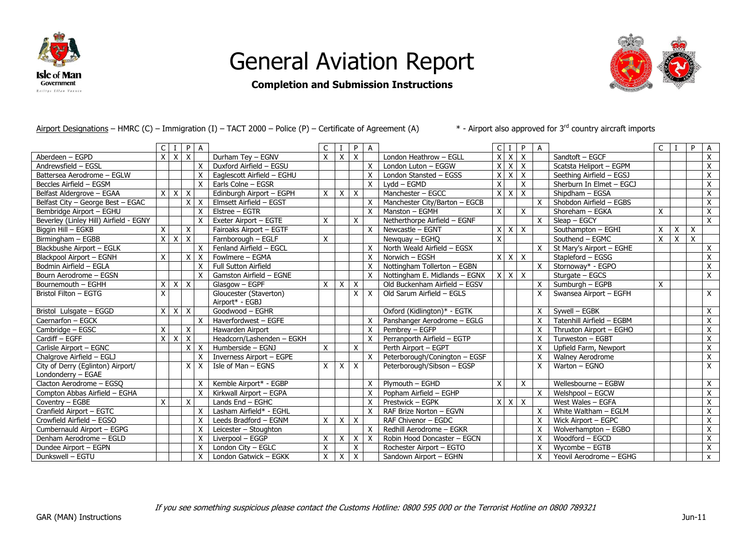# General Aviation Report

**Completion and Submission Instructions**

Airport Designations – HMRC (C) – Immigration (I) – TACT 2000 – Police (P) – Certificate of Agreement (A)

* - Airport also approved for 3rd country aircraft imports

| | C | I | P | A | | C | I | P | A | | C | I | P | A | | C | I | P | A |
|---|---|---|---|---|---|---|---|---|---|---|---|---|---|---|---|---|---|---|---|
| Aberdeen – EGPD | X | X | X | | Durham Tey – EGNV | X | X | X | | London Heathrow – EGLL | X | X | X | | Sandtoft – EGCF | | | | X |
| Andrewsfield – EGSL | | | | X | Duxford Airfield – EGSU | | | | X | London Luton – EGGW | X | X | X | | Scatsta Heliport – EGPM | | | | X |
| Battersea Aerodrome – EGLW | | | | X | Eaglescott Airfield – EGHU | | | | X | London Stansted – EGSS | X | X | X | | Seething Airfield – EGSJ | | | | X |
| Beccles Airfield – EGSM | | | | X | Earls Colne – EGSR | | | | X | Lydd – EGMD | X | | X | | Sherburn In Elmet – EGCJ | | | | X |
| Belfast Aldergrove – EGAA | X | X | X | | Edinburgh Airport – EGPH | X | X | X | | Manchester – EGCC | X | X | X | | Shipdham – EGSA | | | | X |
| Belfast City – George Best – EGAC | | | X | X | Elmsett Airfield – EGST | | | | X | Manchester City/Barton – EGCB | | | | X | Shobdon Airfield – EGBS | | | | X |
| Bembridge Airport – EGHU | | | | X | Elstree – EGTR | | | | X | Manston – EGMH | X | | X | | Shoreham – EGKA | X | | | X |
| Beverley (Linley Hill) Airfield - EGNY | | | | X | Exeter Airport – EGTE | X | | X | | Netherthorpe Airfield – EGNF | | | | X | Sleap – EGCY | | | | X |
| Biggin Hill – EGKB | X | | X | | Fairoaks Airport – EGTF | | | | X | Newcastle – EGNT | X | X | X | | Southampton – EGHI | X | X | X | |
| Birmingham – EGBB | X | X | X | | Farnborough – EGLF | X | | | | Newquay – EGHQ | X | | | | Southend – EGMC | X | X | X | |
| Blackbushe Airport – EGLK | | | | X | Fenland Airfield – EGCL | | | | X | North Weald Airfield – EGSX | | | | X | St Mary's Airport – EGHE | | | | X |
| Blackpool Airport – EGNH | X | | X | X | Fowlmere – EGMA | | | | X | Norwich – EGSH | X | X | X | | Stapleford – EGSG | | | | X |
| Bodmin Airfield – EGLA | | | | X | Full Sutton Airfield | | | | X | Nottingham Tollerton – EGBN | | | | X | Stornoway* - EGPO | | | | X |
| Bourn Aerodrome – EGSN | | | | X | Gamston Airfield – EGNE | | | | X | Nottingham E. Midlands – EGNX | X | X | X | | Sturgate – EGCS | | | | X |
| Bournemouth – EGHH | X | X | X | | Glasgow – EGPF | X | X | X | | Old Buckenham Airfield – EGSV | | | | X | Sumburgh – EGPB | X | | | |
| Bristol Filton – EGTG | X | | | | Gloucester (Staverton) Airport* - EGBJ | | | X | X | Old Sarum Airfield – EGLS | | | | X | Swansea Airport – EGFH | | | | X |
| Bristol Lulsgate – EGGD | X | X | X | | Goodwood – EGHR | | | | | Oxford (Kidlington)* - EGTK | | | | X | Sywell – EGBK | | | | X |
| Caernarfon – EGCK | | | | X | Haverfordwest – EGFE | | | | X | Panshanger Aerodrome – EGLG | | | | X | Tatenhill Airfield – EGBM | | | | X |
| Cambridge – EGSC | X | | X | | Hawarden Airport | | | | X | Pembrey – EGFP | | | | X | Thruxton Airport – EGHO | | | | X |
| Cardiff – EGFF | X | X | X | | Headcorn/Lashenden – EGKH | | | | X | Perranporth Airfield – EGTP | | | | X | Turweston – EGBT | | | | X |
| Carlisle Airport – EGNC | | | X | X | Humberside – EGNJ | X | | X | | Perth Airport – EGPT | | | | X | Upfield Farm, Newport | | | | X |
| Chalgrove Airfield – EGLJ | | | | X | Inverness Airport – EGPE | | | | X | Peterborough/Conington – EGSF | | | | X | Walney Aerodrome | | | | X |
| City of Derry (Eglinton) Airport/ Londonderry – EGAE | | | X | X | Isle of Man – EGNS | X | X | X | | Peterborough/Sibson – EGSP | | | | X | Warton – EGNO | | | | X |
| Clacton Aerodrome – EGSQ | | | | X | Kemble Airport* - EGBP | | | | X | Plymouth – EGHD | X | | X | | Wellesbourne – EGBW | | | | X |
| Compton Abbas Airfield – EGHA | | | | X | Kirkwall Airport – EGPA | | | | X | Popham Airfield – EGHP | | | | X | Welshpool – EGCW | | | | X |
| Coventry – EGBE | X | | X | | Lands End – EGHC | | | | X | Prestwick – EGPK | X | X | X | | West Wales – EGFA | | | | X |
| Cranfield Airport – EGTC | | | | X | Lasham Airfield* - EGHL | | | | X | RAF Brize Norton – EGVN | | | | X | White Waltham – EGLM | | | | X |
| Crowfield Airfield – EGSO | | | | X | Leeds Bradford – EGNM | X | X | X | | RAF Chivenor – EGDC | | | | X | Wick Airport – EGPC | | | | X |
| Cumbernauld Airport – EGPG | | | | X | Leicester – Stoughton | | | | X | Redhill Aerodrome – EGKR | | | | X | Wolverhampton – EGBO | | | | X |
| Denham Aerodrome – EGLD | | | | X | Liverpool – EGGP | X | X | X | X | Robin Hood Doncaster – EGCN | | | | X | Woodford – EGCD | | | | X |
| Dundee Airport – EGPN | | | | X | London City – EGLC | X | | X | | Rochester Airport – EGTO | | | | X | Wycombe – EGTB | | | | X |
| Dunkswell – EGTU | | | | X | London Gatwick – EGKK | X | X | X | | Sandown Airport – EGHN | | | | X | Yeovil Aerodrome – EGHG | | | | x |

*If you see something suspicious please contact the Customs Hotline: 0800 595 000 or the Terrorist Hotline on 0800 789321*

GAR (MAN) Instructions

Jun-11